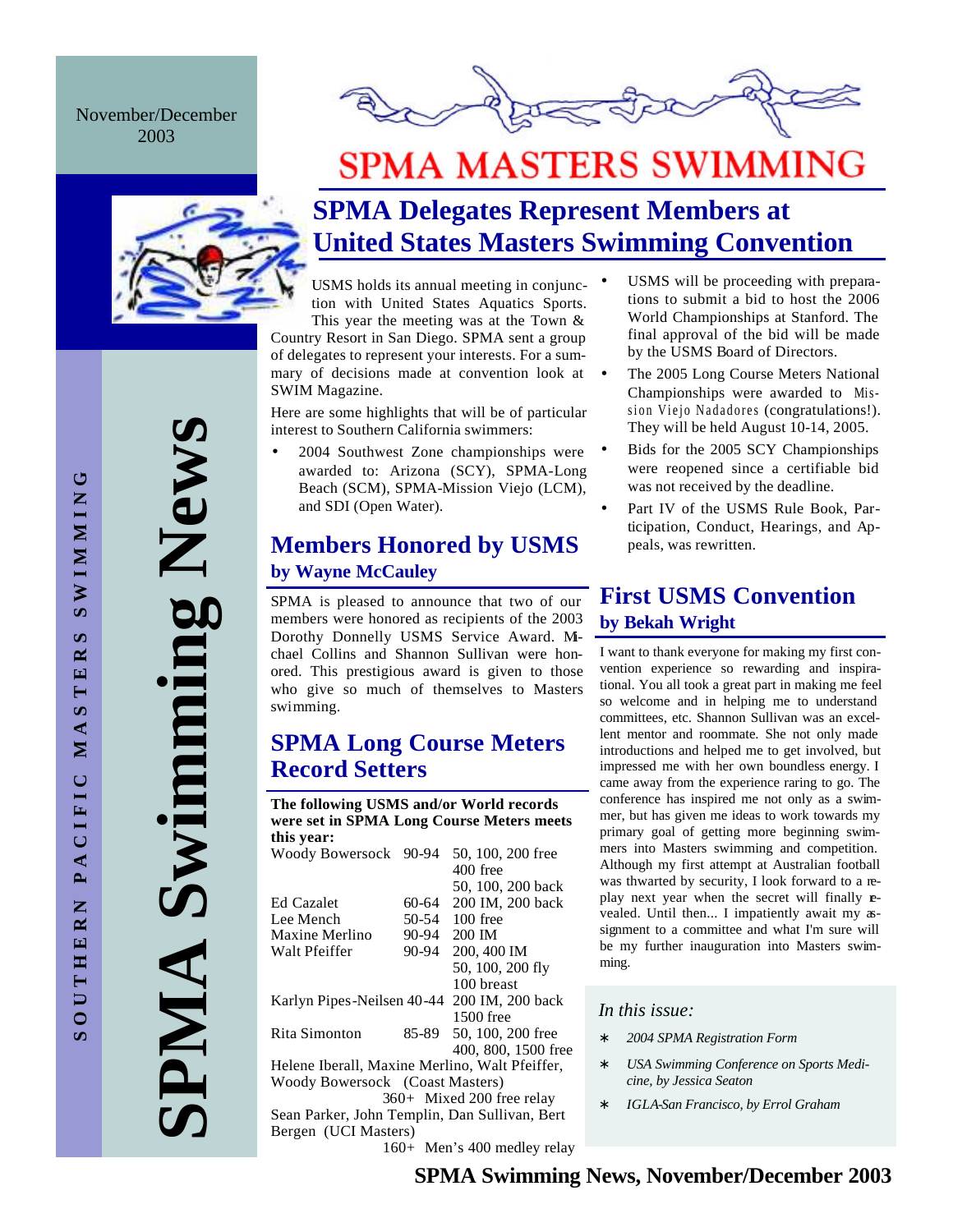November/December 2003

# SPMA MASTERS SWIMMING

SOUTHERN PACIFIC MASTERS SWIMMING

# SPMA Swimming News

## SPMA Delegates Represent Members at United States Masters Swimming Convention

USMS holds its annual meeting in conjunction with United States Aquatics Sports. This year the meeting was at the Town & Country Resort in San Diego. SPMA sent a group of delegates to represent your interests. For a summary of decisions made at convention look at SWIM Magazine.

Here are some highlights that will be of particular interest to Southern California swimmers:

- 2004 Southwest Zone championships were awarded to: Arizona (SCY), SPMA-Long Beach (SCM), SPMA-Mission Viejo (LCM), and SDI (Open Water).
- USMS will be proceeding with preparations to submit a bid to host the 2006 World Championships at Stanford. The final approval of the bid will be made by the USMS Board of Directors.
- The 2005 Long Course Meters National Championships were awarded to Mission Viejo Nadadores (congratulations!). They will be held August 10-14, 2005.
- Bids for the 2005 SCY Championships were reopened since a certifiable bid was not received by the deadline.
- Part IV of the USMS Rule Book, Participation, Conduct, Hearings, and Appeals, was rewritten.

## Members Honored by USMS
### by Wayne McCauley

SPMA is pleased to announce that two of our members were honored as recipients of the 2003 Dorothy Donnelly USMS Service Award. Michael Collins and Shannon Sullivan were honored. This prestigious award is given to those who give so much of themselves to Masters swimming.

## SPMA Long Course Meters Record Setters

**The following USMS and/or World records were set in SPMA Long Course Meters meets this year:**

| Name | Age | Events |
|---|---|---|
| Woody Bowersock | 90-94 | 50, 100, 200 free<br>400 free<br>50, 100, 200 back |
| Ed Cazalet | 60-64 | 200 IM, 200 back |
| Lee Mench | 50-54 | 100 free |
| Maxine Merlino | 90-94 | 200 IM |
| Walt Pfeiffer | 90-94 | 200, 400 IM<br>50, 100, 200 fly<br>100 breast |
| Karlyn Pipes-Neilsen | 40-44 | 200 IM, 200 back<br>1500 free |
| Rita Simonton | 85-89 | 50, 100, 200 free<br>400, 800, 1500 free |

Helene Iberall, Maxine Merlino, Walt Pfeiffer, Woody Bowersock (Coast Masters)
360+ Mixed 200 free relay

Sean Parker, John Templin, Dan Sullivan, Bert Bergen (UCI Masters)
160+ Men's 400 medley relay

## First USMS Convention
### by Bekah Wright

I want to thank everyone for making my first convention experience so rewarding and inspirational. You all took a great part in making me feel so welcome and in helping me to understand committees, etc. Shannon Sullivan was an excellent mentor and roommate. She not only made introductions and helped me to get involved, but impressed me with her own boundless energy. I came away from the experience raring to go. The conference has inspired me not only as a swimmer, but has given me ideas to work towards my primary goal of getting more beginning swimmers into Masters swimming and competition. Although my first attempt at Australian football was thwarted by security, I look forward to a replay next year when the secret will finally revealed. Until then... I impatiently await my assignment to a committee and what I'm sure will be my further inauguration into Masters swimming.

*In this issue:*

- *2004 SPMA Registration Form*
- *USA Swimming Conference on Sports Medicine, by Jessica Seaton*
- *IGLA-San Francisco, by Errol Graham*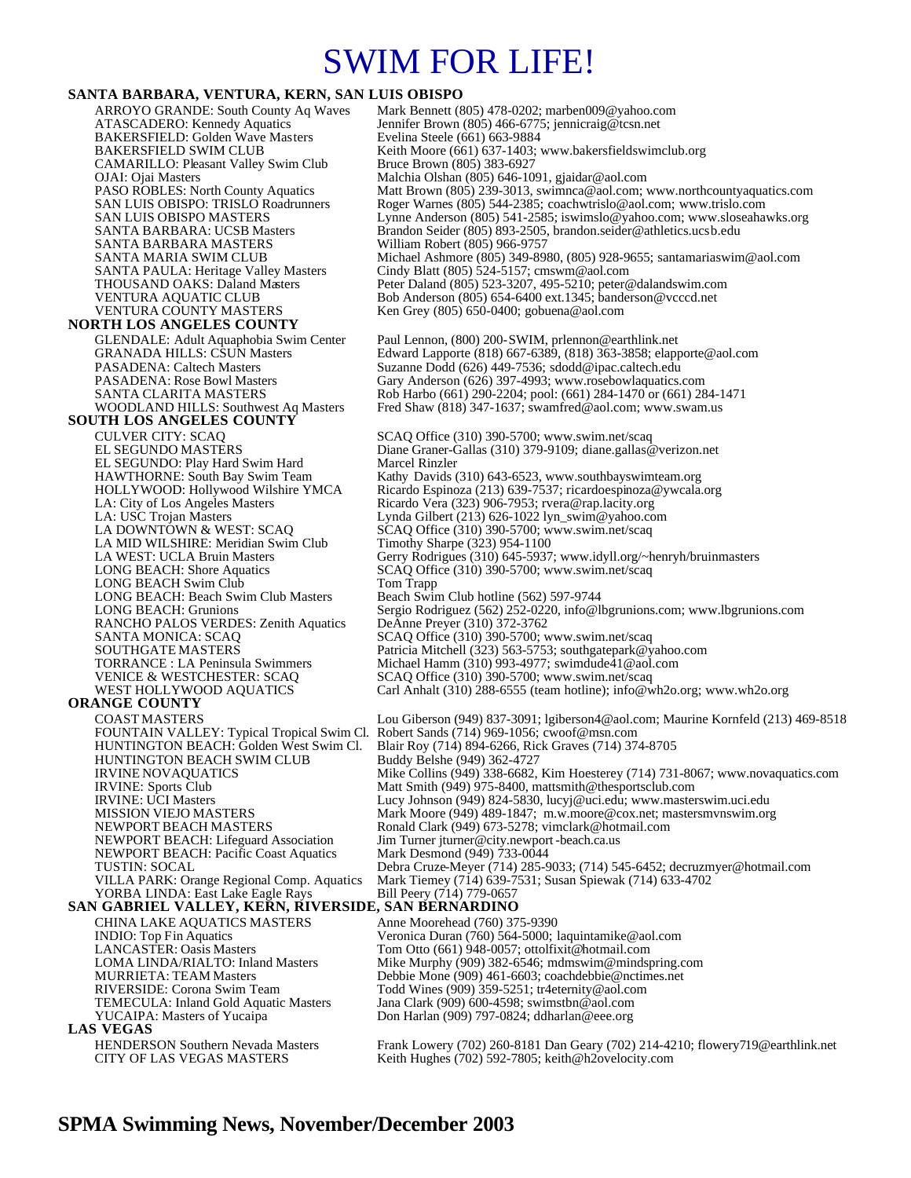# SWIM FOR LIFE!

## SANTA BARBARA, VENTURA, KERN, SAN LUIS OBISPO

| Team | Contact |
|---|---|
| ARROYO GRANDE: South County Aq Waves | Mark Bennett (805) 478-0202; marben009@yahoo.com |
| ATASCADERO: Kennedy Aquatics | Jennifer Brown (805) 466-6775; jennicraig@tcsn.net |
| BAKERSFIELD: Golden Wave Masters | Evelina Steele (661) 663-9884 |
| BAKERSFIELD SWIM CLUB | Keith Moore (661) 637-1403; www.bakersfieldswimclub.org |
| CAMARILLO: Pleasant Valley Swim Club | Bruce Brown (805) 383-6927 |
| OJAI: Ojai Masters | Malchia Olshan (805) 646-1091, gjaidar@aol.com |
| PASO ROBLES: North County Aquatics | Matt Brown (805) 239-3013, swimnca@aol.com; www.northcountyaquatics.com |
| SAN LUIS OBISPO: TRISLO Roadrunners | Roger Warnes (805) 544-2385; coachwtrislo@aol.com; www.trislo.com |
| SAN LUIS OBISPO MASTERS | Lynne Anderson (805) 541-2585; iswimslo@yahoo.com; www.sloseahawks.org |
| SANTA BARBARA: UCSB Masters | Brandon Seider (805) 893-2505, brandon.seider@athletics.ucsb.edu |
| SANTA BARBARA MASTERS | William Robert (805) 966-9757 |
| SANTA MARIA SWIM CLUB | Michael Ashmore (805) 349-8980, (805) 928-9655; santamariaswim@aol.com |
| SANTA PAULA: Heritage Valley Masters | Cindy Blatt (805) 524-5157; cmswm@aol.com |
| THOUSAND OAKS: Daland Masters | Peter Daland (805) 523-3207, 495-5210; peter@dalandswim.com |
| VENTURA AQUATIC CLUB | Bob Anderson (805) 654-6400 ext.1345; banderson@vcccd.net |
| VENTURA COUNTY MASTERS | Ken Grey (805) 650-0400; gobuena@aol.com |

## NORTH LOS ANGELES COUNTY

| Team | Contact |
|---|---|
| GLENDALE: Adult Aquaphobia Swim Center | Paul Lennon, (800) 200-SWIM, prlennon@earthlink.net |
| GRANADA HILLS: CSUN Masters | Edward Lapporte (818) 667-6389, (818) 363-3858; elapporte@aol.com |
| PASADENA: Caltech Masters | Suzanne Dodd (626) 449-7536; sdodd@ipac.caltech.edu |
| PASADENA: Rose Bowl Masters | Gary Anderson (626) 397-4993; www.rosebowlaquatics.com |
| SANTA CLARITA MASTERS | Rob Harbo (661) 290-2204; pool: (661) 284-1470 or (661) 284-1471 |
| WOODLAND HILLS: Southwest Aq Masters | Fred Shaw (818) 347-1637; swamfred@aol.com; www.swam.us |

## SOUTH LOS ANGELES COUNTY

| Team | Contact |
|---|---|
| CULVER CITY: SCAQ | SCAQ Office (310) 390-5700; www.swim.net/scaq |
| EL SEGUNDO MASTERS | Diane Graner-Gallas (310) 379-9109; diane.gallas@verizon.net |
| EL SEGUNDO: Play Hard Swim Hard | Marcel Rinzler |
| HAWTHORNE: South Bay Swim Team | Kathy Davids (310) 643-6523, www.southbayswimteam.org |
| HOLLYWOOD: Hollywood Wilshire YMCA | Ricardo Espinoza (213) 639-7537; ricardoespinoza@ywcala.org |
| LA: City of Los Angeles Masters | Ricardo Vera (323) 906-7953; rvera@rap.lacity.org |
| LA: USC Trojan Masters | Lynda Gilbert (213) 626-1022 lyn_swim@yahoo.com |
| LA DOWNTOWN & WEST: SCAQ | SCAQ Office (310) 390-5700; www.swim.net/scaq |
| LA MID WILSHIRE: Meridian Swim Club | Timothy Sharpe (323) 954-1100 |
| LA WEST: UCLA Bruin Masters | Gerry Rodrigues (310) 645-5937; www.idyll.org/~henryh/bruinmasters |
| LONG BEACH: Shore Aquatics | SCAQ Office (310) 390-5700; www.swim.net/scaq |
| LONG BEACH Swim Club | Tom Trapp |
| LONG BEACH: Beach Swim Club Masters | Beach Swim Club hotline (562) 597-9744 |
| LONG BEACH: Grunions | Sergio Rodriguez (562) 252-0220, info@lbgrunions.com; www.lbgrunions.com |
| RANCHO PALOS VERDES: Zenith Aquatics | DeAnne Preyer (310) 372-3762 |
| SANTA MONICA: SCAQ | SCAQ Office (310) 390-5700; www.swim.net/scaq |
| SOUTHGATE MASTERS | Patricia Mitchell (323) 563-5753; southgatepark@yahoo.com |
| TORRANCE : LA Peninsula Swimmers | Michael Hamm (310) 993-4977; swimdude41@aol.com |
| VENICE & WESTCHESTER: SCAQ | SCAQ Office (310) 390-5700; www.swim.net/scaq |
| WEST HOLLYWOOD AQUATICS | Carl Anhalt (310) 288-6555 (team hotline); info@wh2o.org; www.wh2o.org |

## ORANGE COUNTY

| Team | Contact |
|---|---|
| COAST MASTERS | Lou Giberson (949) 837-3091; lgiberson4@aol.com; Maurine Kornfeld (213) 469-8518 |
| FOUNTAIN VALLEY: Typical Tropical Swim Cl. | Robert Sands (714) 969-1056; cwoof@msn.com |
| HUNTINGTON BEACH: Golden West Swim Cl. | Blair Roy (714) 894-6266, Rick Graves (714) 374-8705 |
| HUNTINGTON BEACH SWIM CLUB | Buddy Belshe (949) 362-4727 |
| IRVINE NOVAQUATICS | Mike Collins (949) 338-6682, Kim Hoesterey (714) 731-8067; www.novaquatics.com |
| IRVINE: Sports Club | Matt Smith (949) 975-8400, mattsmith@thesportsclub.com |
| IRVINE: UCI Masters | Lucy Johnson (949) 824-5830, lucyj@uci.edu; www.masterswim.uci.edu |
| MISSION VIEJO MASTERS | Mark Moore (949) 489-1847; m.w.moore@cox.net; mastersmvnswim.org |
| NEWPORT BEACH MASTERS | Ronald Clark (949) 673-5278; vimclark@hotmail.com |
| NEWPORT BEACH: Lifeguard Association | Jim Turner jturner@city.newport-beach.ca.us |
| NEWPORT BEACH: Pacific Coast Aquatics | Mark Desmond (949) 733-0044 |
| TUSTIN: SOCAL | Debra Cruze-Meyer (714) 285-9033; (714) 545-6452; decruzmyer@hotmail.com |
| VILLA PARK: Orange Regional Comp. Aquatics | Mark Tiemey (714) 639-7531; Susan Spiewak (714) 633-4702 |
| YORBA LINDA: East Lake Eagle Rays | Bill Peery (714) 779-0657 |

## SAN GABRIEL VALLEY, KERN, RIVERSIDE, SAN BERNARDINO

| Team | Contact |
|---|---|
| CHINA LAKE AQUATICS MASTERS | Anne Moorehead (760) 375-9390 |
| INDIO: Top Fin Aquatics | Veronica Duran (760) 564-5000; laquintamike@aol.com |
| LANCASTER: Oasis Masters | Tom Otto (661) 948-0057; ottolfixit@hotmail.com |
| LOMA LINDA/RIALTO: Inland Masters | Mike Murphy (909) 382-6546; mdmswim@mindspring.com |
| MURRIETA: TEAM Masters | Debbie Mone (909) 461-6603; coachdebbie@nctimes.net |
| RIVERSIDE: Corona Swim Team | Todd Wines (909) 359-5251; tr4eternity@aol.com |
| TEMECULA: Inland Gold Aquatic Masters | Jana Clark (909) 600-4598; swimstbn@aol.com |
| YUCAIPA: Masters of Yucaipa | Don Harlan (909) 797-0824; ddharlan@eee.org |

## LAS VEGAS

| Team | Contact |
|---|---|
| HENDERSON Southern Nevada Masters | Frank Lowery (702) 260-8181 Dan Geary (702) 214-4210; flowery719@earthlink.net |
| CITY OF LAS VEGAS MASTERS | Keith Hughes (702) 592-7805; keith@h2ovelocity.com |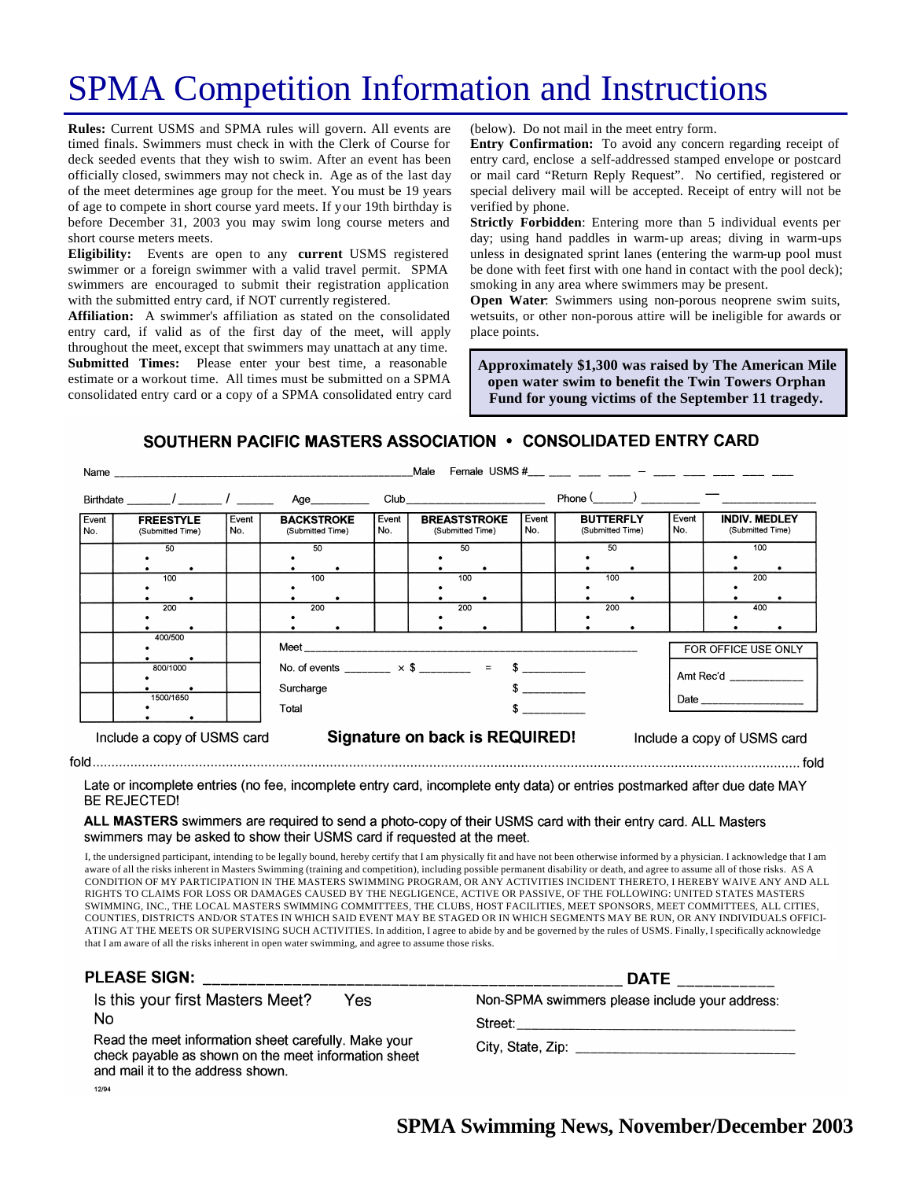# SPMA Competition Information and Instructions

**Rules:** Current USMS and SPMA rules will govern. All events are timed finals. Swimmers must check in with the Clerk of Course for deck seeded events that they wish to swim. After an event has been officially closed, swimmers may not check in. Age as of the last day of the meet determines age group for the meet. You must be 19 years of age to compete in short course yard meets. If your 19th birthday is before December 31, 2003 you may swim long course meters and short course meters meets.

**Eligibility:** Events are open to any **current** USMS registered swimmer or a foreign swimmer with a valid travel permit. SPMA swimmers are encouraged to submit their registration application with the submitted entry card, if NOT currently registered.

**Affiliation:** A swimmer's affiliation as stated on the consolidated entry card, if valid as of the first day of the meet, will apply throughout the meet, except that swimmers may unattach at any time.

**Submitted Times:** Please enter your best time, a reasonable estimate or a workout time. All times must be submitted on a SPMA consolidated entry card or a copy of a SPMA consolidated entry card (below). Do not mail in the meet entry form.

**Entry Confirmation:** To avoid any concern regarding receipt of entry card, enclose a self-addressed stamped envelope or postcard or mail card "Return Reply Request". No certified, registered or special delivery mail will be accepted. Receipt of entry will not be verified by phone.

**Strictly Forbidden**: Entering more than 5 individual events per day; using hand paddles in warm-up areas; diving in warm-ups unless in designated sprint lanes (entering the warm-up pool must be done with feet first with one hand in contact with the pool deck); smoking in any area where swimmers may be present.

**Open Water**: Swimmers using non-porous neoprene swim suits, wetsuits, or other non-porous attire will be ineligible for awards or place points.

**Approximately $1,300 was raised by The American Mile open water swim to benefit the Twin Towers Orphan Fund for young victims of the September 11 tragedy.**

## SOUTHERN PACIFIC MASTERS ASSOCIATION • CONSOLIDATED ENTRY CARD

Name ______________________ Male Female USMS #___ ___ ___ ___ – ___ ___ ___ ___ ___

Birthdate ____/____/____ Age________ Club____________________ Phone (_____) ________ — __________

| Event No. | FREESTYLE (Submitted Time) | Event No. | BACKSTROKE (Submitted Time) | Event No. | BREASTSTROKE (Submitted Time) | Event No. | BUTTERFLY (Submitted Time) | Event No. | INDIV. MEDLEY (Submitted Time) |
|---|---|---|---|---|---|---|---|---|---|
| | 50 | | 50 | | 50 | | 50 | | 100 |
| | 100 | | 100 | | 100 | | 100 | | 200 |
| | 200 | | 200 | | 200 | | 200 | | 400 |
| | 400/500 | | | | | | | | |
| | 800/1000 | | | | | | | | |
| | 1500/1650 | | | | | | | | |

Meet ______________________________

No. of events ______ × $ ______ = $ ________

Surcharge $ ________

Total $ ________

FOR OFFICE USE ONLY

Amt Rec'd __________

Date __________

Include a copy of USMS card **Signature on back is REQUIRED!** Include a copy of USMS card

fold ........................................................................................................ fold

Late or incomplete entries (no fee, incomplete entry card, incomplete enty data) or entries postmarked after due date MAY BE REJECTED!

**ALL MASTERS** swimmers are required to send a photo-copy of their USMS card with their entry card. ALL Masters swimmers may be asked to show their USMS card if requested at the meet.

I, the undersigned participant, intending to be legally bound, hereby certify that I am physically fit and have not been otherwise informed by a physician. I acknowledge that I am aware of all the risks inherent in Masters Swimming (training and competition), including possible permanent disability or death, and agree to assume all of those risks. AS A CONDITION OF MY PARTICIPATION IN THE MASTERS SWIMMING PROGRAM, OR ANY ACTIVITIES INCIDENT THERETO, I HEREBY WAIVE ANY AND ALL RIGHTS TO CLAIMS FOR LOSS OR DAMAGES CAUSED BY THE NEGLIGENCE, ACTIVE OR PASSIVE, OF THE FOLLOWING: UNITED STATES MASTERS SWIMMING, INC., THE LOCAL MASTERS SWIMMING COMMITTEES, THE CLUBS, HOST FACILITIES, MEET SPONSORS, MEET COMMITTEES, ALL CITIES, COUNTIES, DISTRICTS AND/OR STATES IN WHICH SAID EVENT MAY BE STAGED OR IN WHICH SEGMENTS MAY BE RUN, OR ANY INDIVIDUALS OFFICIATING AT THE MEETS OR SUPERVISING SUCH ACTIVITIES. In addition, I agree to abide by and be governed by the rules of USMS. Finally, I specifically acknowledge that I am aware of all the risks inherent in open water swimming, and agree to assume those risks.

**PLEASE SIGN:** ______________________________ **DATE** __________

Is this your first Masters Meet? Yes No

Read the meet information sheet carefully. Make your check payable as shown on the meet information sheet and mail it to the address shown.

Non-SPMA swimmers please include your address:

Street: ______________________________

City, State, Zip: ______________________

12/94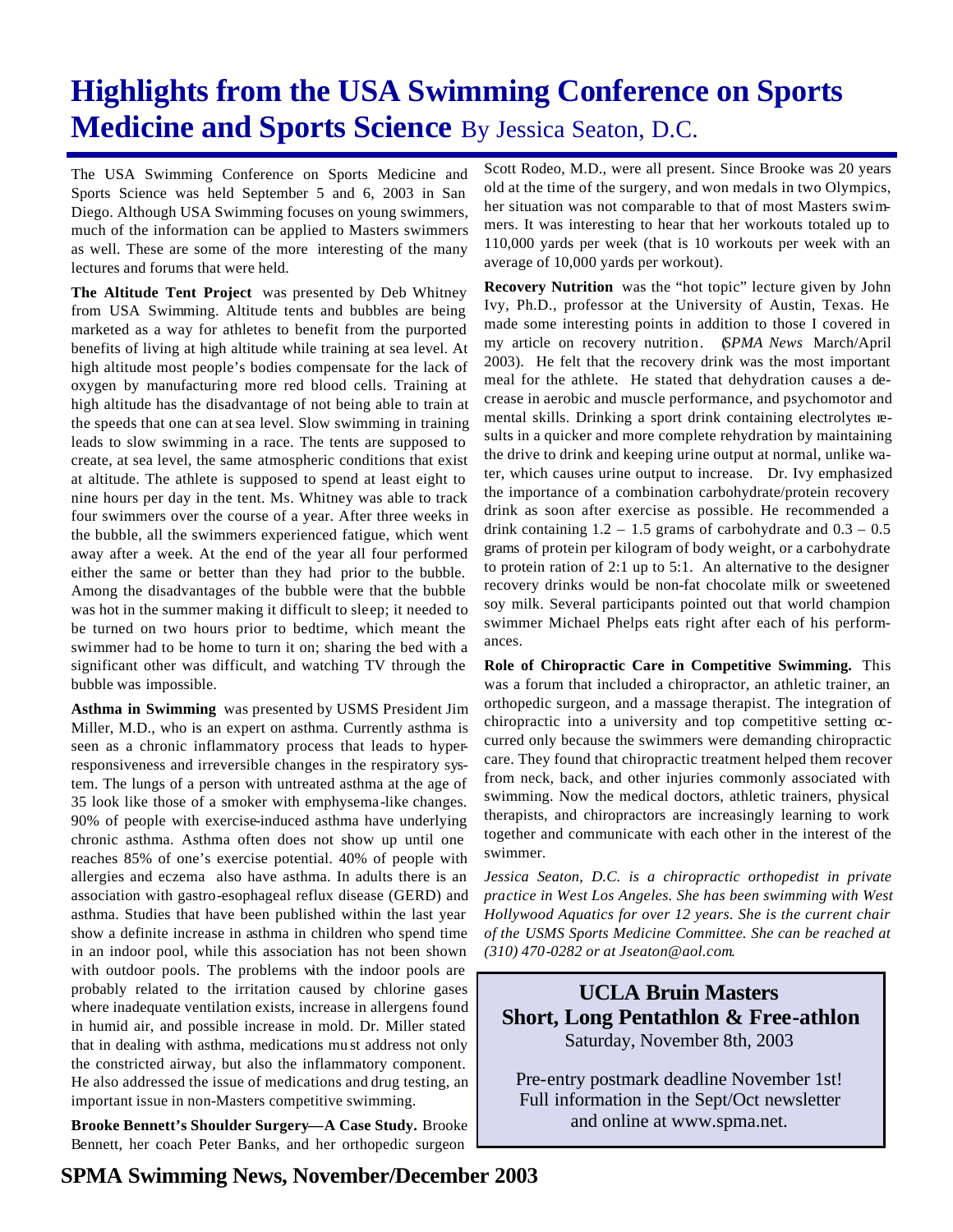# Highlights from the USA Swimming Conference on Sports Medicine and Sports Science

By Jessica Seaton, D.C.

The USA Swimming Conference on Sports Medicine and Sports Science was held September 5 and 6, 2003 in San Diego. Although USA Swimming focuses on young swimmers, much of the information can be applied to Masters swimmers as well. These are some of the more interesting of the many lectures and forums that were held.

**The Altitude Tent Project** was presented by Deb Whitney from USA Swimming. Altitude tents and bubbles are being marketed as a way for athletes to benefit from the purported benefits of living at high altitude while training at sea level. At high altitude most people's bodies compensate for the lack of oxygen by manufacturing more red blood cells. Training at high altitude has the disadvantage of not being able to train at the speeds that one can at sea level. Slow swimming in training leads to slow swimming in a race. The tents are supposed to create, at sea level, the same atmospheric conditions that exist at altitude. The athlete is supposed to spend at least eight to nine hours per day in the tent. Ms. Whitney was able to track four swimmers over the course of a year. After three weeks in the bubble, all the swimmers experienced fatigue, which went away after a week. At the end of the year all four performed either the same or better than they had prior to the bubble. Among the disadvantages of the bubble were that the bubble was hot in the summer making it difficult to sleep; it needed to be turned on two hours prior to bedtime, which meant the swimmer had to be home to turn it on; sharing the bed with a significant other was difficult, and watching TV through the bubble was impossible.

**Asthma in Swimming** was presented by USMS President Jim Miller, M.D., who is an expert on asthma. Currently asthma is seen as a chronic inflammatory process that leads to hyperresponsiveness and irreversible changes in the respiratory system. The lungs of a person with untreated asthma at the age of 35 look like those of a smoker with emphysema-like changes. 90% of people with exercise-induced asthma have underlying chronic asthma. Asthma often does not show up until one reaches 85% of one's exercise potential. 40% of people with allergies and eczema also have asthma. In adults there is an association with gastro-esophageal reflux disease (GERD) and asthma. Studies that have been published within the last year show a definite increase in asthma in children who spend time in an indoor pool, while this association has not been shown with outdoor pools. The problems with the indoor pools are probably related to the irritation caused by chlorine gases where inadequate ventilation exists, increase in allergens found in humid air, and possible increase in mold. Dr. Miller stated that in dealing with asthma, medications must address not only the constricted airway, but also the inflammatory component. He also addressed the issue of medications and drug testing, an important issue in non-Masters competitive swimming.

**Brooke Bennett's Shoulder Surgery—A Case Study.** Brooke Bennett, her coach Peter Banks, and her orthopedic surgeon Scott Rodeo, M.D., were all present. Since Brooke was 20 years old at the time of the surgery, and won medals in two Olympics, her situation was not comparable to that of most Masters swimmers. It was interesting to hear that her workouts totaled up to 110,000 yards per week (that is 10 workouts per week with an average of 10,000 yards per workout).

**Recovery Nutrition** was the "hot topic" lecture given by John Ivy, Ph.D., professor at the University of Austin, Texas. He made some interesting points in addition to those I covered in my article on recovery nutrition. (*SPMA News* March/April 2003). He felt that the recovery drink was the most important meal for the athlete. He stated that dehydration causes a decrease in aerobic and muscle performance, and psychomotor and mental skills. Drinking a sport drink containing electrolytes results in a quicker and more complete rehydration by maintaining the drive to drink and keeping urine output at normal, unlike water, which causes urine output to increase. Dr. Ivy emphasized the importance of a combination carbohydrate/protein recovery drink as soon after exercise as possible. He recommended a drink containing 1.2 – 1.5 grams of carbohydrate and 0.3 – 0.5 grams of protein per kilogram of body weight, or a carbohydrate to protein ration of 2:1 up to 5:1. An alternative to the designer recovery drinks would be non-fat chocolate milk or sweetened soy milk. Several participants pointed out that world champion swimmer Michael Phelps eats right after each of his performances.

**Role of Chiropractic Care in Competitive Swimming.** This was a forum that included a chiropractor, an athletic trainer, an orthopedic surgeon, and a massage therapist. The integration of chiropractic into a university and top competitive setting occurred only because the swimmers were demanding chiropractic care. They found that chiropractic treatment helped them recover from neck, back, and other injuries commonly associated with swimming. Now the medical doctors, athletic trainers, physical therapists, and chiropractors are increasingly learning to work together and communicate with each other in the interest of the swimmer.

*Jessica Seaton, D.C. is a chiropractic orthopedist in private practice in West Los Angeles. She has been swimming with West Hollywood Aquatics for over 12 years. She is the current chair of the USMS Sports Medicine Committee. She can be reached at (310) 470-0282 or at Jseaton@aol.com.*

---

**UCLA Bruin Masters**
**Short, Long Pentathlon & Free-athlon**
Saturday, November 8th, 2003

Pre-entry postmark deadline November 1st!
Full information in the Sept/Oct newsletter and online at www.spma.net.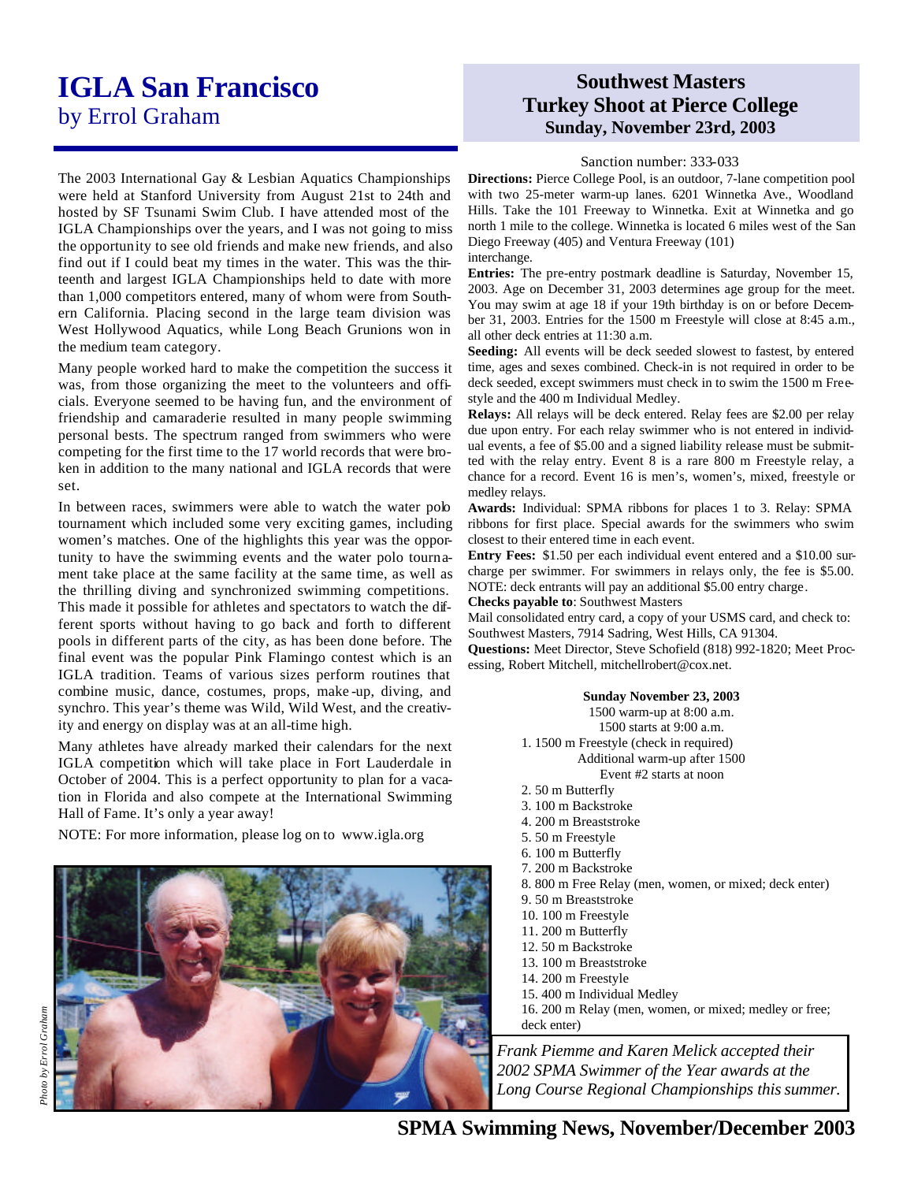# IGLA San Francisco

by Errol Graham

The 2003 International Gay & Lesbian Aquatics Championships were held at Stanford University from August 21st to 24th and hosted by SF Tsunami Swim Club. I have attended most of the IGLA Championships over the years, and I was not going to miss the opportunity to see old friends and make new friends, and also find out if I could beat my times in the water. This was the thirteenth and largest IGLA Championships held to date with more than 1,000 competitors entered, many of whom were from Southern California. Placing second in the large team division was West Hollywood Aquatics, while Long Beach Grunions won in the medium team category.

Many people worked hard to make the competition the success it was, from those organizing the meet to the volunteers and officials. Everyone seemed to be having fun, and the environment of friendship and camaraderie resulted in many people swimming personal bests. The spectrum ranged from swimmers who were competing for the first time to the 17 world records that were broken in addition to the many national and IGLA records that were set.

In between races, swimmers were able to watch the water polo tournament which included some very exciting games, including women's matches. One of the highlights this year was the opportunity to have the swimming events and the water polo tournament take place at the same facility at the same time, as well as the thrilling diving and synchronized swimming competitions. This made it possible for athletes and spectators to watch the different sports without having to go back and forth to different pools in different parts of the city, as has been done before. The final event was the popular Pink Flamingo contest which is an IGLA tradition. Teams of various sizes perform routines that combine music, dance, costumes, props, make-up, diving, and synchro. This year's theme was Wild, Wild West, and the creativity and energy on display was at an all-time high.

Many athletes have already marked their calendars for the next IGLA competition which will take place in Fort Lauderdale in October of 2004. This is a perfect opportunity to plan for a vacation in Florida and also compete at the International Swimming Hall of Fame. It's only a year away!

NOTE: For more information, please log on to www.igla.org

*Photo by Errol Graham*

*Frank Piemme and Karen Melick accepted their 2002 SPMA Swimmer of the Year awards at the Long Course Regional Championships this summer.*

## Southwest Masters Turkey Shoot at Pierce College

### Sunday, November 23rd, 2003

Sanction number: 333-033

**Directions:** Pierce College Pool, is an outdoor, 7-lane competition pool with two 25-meter warm-up lanes. 6201 Winnetka Ave., Woodland Hills. Take the 101 Freeway to Winnetka. Exit at Winnetka and go north 1 mile to the college. Winnetka is located 6 miles west of the San Diego Freeway (405) and Ventura Freeway (101) interchange.

**Entries:** The pre-entry postmark deadline is Saturday, November 15, 2003. Age on December 31, 2003 determines age group for the meet. You may swim at age 18 if your 19th birthday is on or before December 31, 2003. Entries for the 1500 m Freestyle will close at 8:45 a.m., all other deck entries at 11:30 a.m.

**Seeding:** All events will be deck seeded slowest to fastest, by entered time, ages and sexes combined. Check-in is not required in order to be deck seeded, except swimmers must check in to swim the 1500 m Freestyle and the 400 m Individual Medley.

**Relays:** All relays will be deck entered. Relay fees are $2.00 per relay due upon entry. For each relay swimmer who is not entered in individual events, a fee of $5.00 and a signed liability release must be submitted with the relay entry. Event 8 is a rare 800 m Freestyle relay, a chance for a record. Event 16 is men's, women's, mixed, freestyle or medley relays.

**Awards:** Individual: SPMA ribbons for places 1 to 3. Relay: SPMA ribbons for first place. Special awards for the swimmers who swim closest to their entered time in each event.

**Entry Fees:** $1.50 per each individual event entered and a $10.00 surcharge per swimmer. For swimmers in relays only, the fee is $5.00. NOTE: deck entrants will pay an additional $5.00 entry charge.

**Checks payable to**: Southwest Masters

Mail consolidated entry card, a copy of your USMS card, and check to: Southwest Masters, 7914 Sadring, West Hills, CA 91304.

**Questions:** Meet Director, Steve Schofield (818) 992-1820; Meet Processing, Robert Mitchell, mitchellrobert@cox.net.

**Sunday November 23, 2003**

1500 warm-up at 8:00 a.m.
1500 starts at 9:00 a.m.

1. 1500 m Freestyle (check in required)

   Additional warm-up after 1500
   Event #2 starts at noon

2. 50 m Butterfly
3. 100 m Backstroke
4. 200 m Breaststroke
5. 50 m Freestyle
6. 100 m Butterfly
7. 200 m Backstroke
8. 800 m Free Relay (men, women, or mixed; deck enter)
9. 50 m Breaststroke
10. 100 m Freestyle
11. 200 m Butterfly
12. 50 m Backstroke
13. 100 m Breaststroke
14. 200 m Freestyle
15. 400 m Individual Medley
16. 200 m Relay (men, women, or mixed; medley or free; deck enter)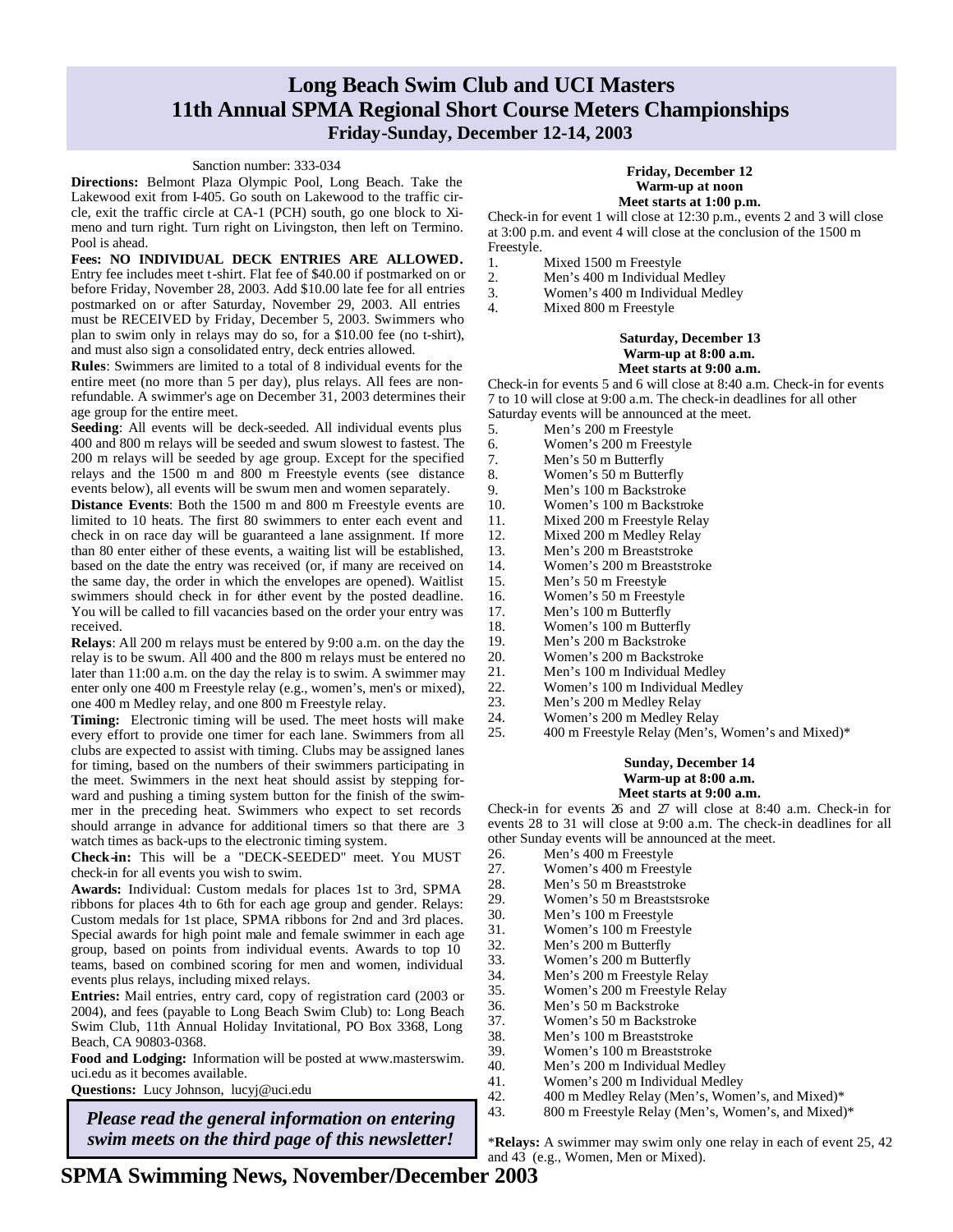# Long Beach Swim Club and UCI Masters
# 11th Annual SPMA Regional Short Course Meters Championships
## Friday-Sunday, December 12-14, 2003

Sanction number: 333-034

**Directions:** Belmont Plaza Olympic Pool, Long Beach. Take the Lakewood exit from I-405. Go south on Lakewood to the traffic circle, exit the traffic circle at CA-1 (PCH) south, go one block to Ximeno and turn right. Turn right on Livingston, then left on Termino. Pool is ahead.

**Fees: NO INDIVIDUAL DECK ENTRIES ARE ALLOWED.** Entry fee includes meet t-shirt. Flat fee of $40.00 if postmarked on or before Friday, November 28, 2003. Add $10.00 late fee for all entries postmarked on or after Saturday, November 29, 2003. All entries must be RECEIVED by Friday, December 5, 2003. Swimmers who plan to swim only in relays may do so, for a $10.00 fee (no t-shirt), and must also sign a consolidated entry, deck entries allowed.

**Rules**: Swimmers are limited to a total of 8 individual events for the entire meet (no more than 5 per day), plus relays. All fees are non-refundable. A swimmer's age on December 31, 2003 determines their age group for the entire meet.

**Seeding**: All events will be deck-seeded. All individual events plus 400 and 800 m relays will be seeded and swum slowest to fastest. The 200 m relays will be seeded by age group. Except for the specified relays and the 1500 m and 800 m Freestyle events (see distance events below), all events will be swum men and women separately.

**Distance Events**: Both the 1500 m and 800 m Freestyle events are limited to 10 heats. The first 80 swimmers to enter each event and check in on race day will be guaranteed a lane assignment. If more than 80 enter either of these events, a waiting list will be established, based on the date the entry was received (or, if many are received on the same day, the order in which the envelopes are opened). Waitlist swimmers should check in for either event by the posted deadline. You will be called to fill vacancies based on the order your entry was received.

**Relays**: All 200 m relays must be entered by 9:00 a.m. on the day the relay is to be swum. All 400 and the 800 m relays must be entered no later than 11:00 a.m. on the day the relay is to swim. A swimmer may enter only one 400 m Freestyle relay (e.g., women's, men's or mixed), one 400 m Medley relay, and one 800 m Freestyle relay.

**Timing:** Electronic timing will be used. The meet hosts will make every effort to provide one timer for each lane. Swimmers from all clubs are expected to assist with timing. Clubs may be assigned lanes for timing, based on the numbers of their swimmers participating in the meet. Swimmers in the next heat should assist by stepping forward and pushing a timing system button for the finish of the swimmer in the preceding heat. Swimmers who expect to set records should arrange in advance for additional timers so that there are 3 watch times as back-ups to the electronic timing system.

**Check-in:** This will be a "DECK-SEEDED" meet. You MUST check-in for all events you wish to swim.

**Awards:** Individual: Custom medals for places 1st to 3rd, SPMA ribbons for places 4th to 6th for each age group and gender. Relays: Custom medals for 1st place, SPMA ribbons for 2nd and 3rd places. Special awards for high point male and female swimmer in each age group, based on points from individual events. Awards to top 10 teams, based on combined scoring for men and women, individual events plus relays, including mixed relays.

**Entries:** Mail entries, entry card, copy of registration card (2003 or 2004), and fees (payable to Long Beach Swim Club) to: Long Beach Swim Club, 11th Annual Holiday Invitational, PO Box 3368, Long Beach, CA 90803-0368.

**Food and Lodging:** Information will be posted at www.masterswim.uci.edu as it becomes available.

**Questions:** Lucy Johnson, lucyj@uci.edu

***Please read the general information on entering swim meets on the third page of this newsletter!***

**Friday, December 12**
**Warm-up at noon**
**Meet starts at 1:00 p.m.**

Check-in for event 1 will close at 12:30 p.m., events 2 and 3 will close at 3:00 p.m. and event 4 will close at the conclusion of the 1500 m Freestyle.

1. Mixed 1500 m Freestyle
2. Men's 400 m Individual Medley
3. Women's 400 m Individual Medley
4. Mixed 800 m Freestyle

**Saturday, December 13**
**Warm-up at 8:00 a.m.**
**Meet starts at 9:00 a.m.**

Check-in for events 5 and 6 will close at 8:40 a.m. Check-in for events 7 to 10 will close at 9:00 a.m. The check-in deadlines for all other Saturday events will be announced at the meet.

5. Men's 200 m Freestyle
6. Women's 200 m Freestyle
7. Men's 50 m Butterfly
8. Women's 50 m Butterfly
9. Men's 100 m Backstroke
10. Women's 100 m Backstroke
11. Mixed 200 m Freestyle Relay
12. Mixed 200 m Medley Relay
13. Men's 200 m Breaststroke
14. Women's 200 m Breaststroke
15. Men's 50 m Freestyle
16. Women's 50 m Freestyle
17. Men's 100 m Butterfly
18. Women's 100 m Butterfly
19. Men's 200 m Backstroke
20. Women's 200 m Backstroke
21. Men's 100 m Individual Medley
22. Women's 100 m Individual Medley
23. Men's 200 m Medley Relay
24. Women's 200 m Medley Relay
25. 400 m Freestyle Relay (Men's, Women's and Mixed)*

**Sunday, December 14**
**Warm-up at 8:00 a.m.**
**Meet starts at 9:00 a.m.**

Check-in for events 26 and 27 will close at 8:40 a.m. Check-in for events 28 to 31 will close at 9:00 a.m. The check-in deadlines for all other Sunday events will be announced at the meet.

26. Men's 400 m Freestyle
27. Women's 400 m Freestyle
28. Men's 50 m Breaststroke
29. Women's 50 m Breastststroke
30. Men's 100 m Freestyle
31. Women's 100 m Freestyle
32. Men's 200 m Butterfly
33. Women's 200 m Butterfly
34. Men's 200 m Freestyle Relay
35. Women's 200 m Freestyle Relay
36. Men's 50 m Backstroke
37. Women's 50 m Backstroke
38. Men's 100 m Breaststroke
39. Women's 100 m Breaststroke
40. Men's 200 m Individual Medley
41. Women's 200 m Individual Medley
42. 400 m Medley Relay (Men's, Women's, and Mixed)*
43. 800 m Freestyle Relay (Men's, Women's, and Mixed)*

\***Relays:** A swimmer may swim only one relay in each of event 25, 42 and 43 (e.g., Women, Men or Mixed).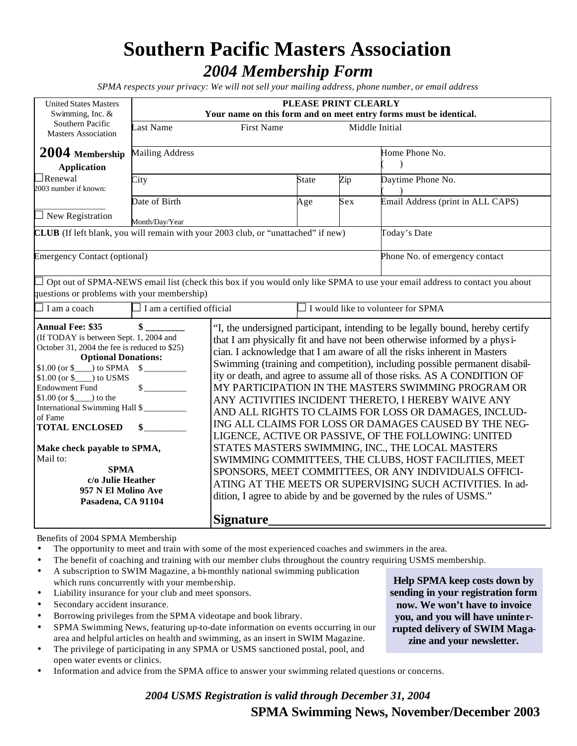# Southern Pacific Masters Association

## *2004 Membership Form*

*SPMA respects your privacy: We will not sell your mailing address, phone number, or email address*

United States Masters Swimming, Inc. & Southern Pacific Masters Association

**2004 Membership Application**

☐ Renewal
2003 number if known: _______________

☐ New Registration

**PLEASE PRINT CLEARLY**
**Your name on this form and on meet entry forms must be identical.**

| Last Name | First Name | Middle Initial | |
|---|---|---|---|
| Mailing Address | | | Home Phone No. ( ) |
| City | State | Zip | Daytime Phone No. ( ) |
| Date of Birth Month/Day/Year | Age | Sex | Email Address (print in ALL CAPS) |

**CLUB** (If left blank, you will remain with your 2003 club, or "unattached" if new) | Today's Date

Emergency Contact (optional) | Phone No. of emergency contact

☐ Opt out of SPMA-NEWS email list (check this box if you would only like SPMA to use your email address to contact you about questions or problems with your membership)

☐ I am a coach ☐ I am a certified official ☐ I would like to volunteer for SPMA

**Annual Fee: $35** **$ ________**
(If TODAY is between Sept. 1, 2004 and October 31, 2004 the fee is reduced to $25)

**Optional Donations:**
$1.00 (or $____) to SPMA $ _________
$1.00 (or $____) to USMS Endowment Fund $ _________
$1.00 (or $____) to the International Swimming Hall of Fame $ _________
**TOTAL ENCLOSED** **$** _________

**Make check payable to SPMA,**
Mail to:
**SPMA**
**c/o Julie Heather**
**957 N El Molino Ave**
**Pasadena, CA 91104**

"I, the undersigned participant, intending to be legally bound, hereby certify that I am physically fit and have not been otherwise informed by a physician. I acknowledge that I am aware of all the risks inherent in Masters Swimming (training and competition), including possible permanent disability or death, and agree to assume all of those risks. AS A CONDITION OF MY PARTICIPATION IN THE MASTERS SWIMMING PROGRAM OR ANY ACTIVITIES INCIDENT THERETO, I HEREBY WAIVE ANY AND ALL RIGHTS TO CLAIMS FOR LOSS OR DAMAGES, INCLUDING ALL CLAIMS FOR LOSS OR DAMAGES CAUSED BY THE NEGLIGENCE, ACTIVE OR PASSIVE, OF THE FOLLOWING: UNITED STATES MASTERS SWIMMING, INC., THE LOCAL MASTERS SWIMMING COMMITTEES, THE CLUBS, HOST FACILITIES, MEET SPONSORS, MEET COMMITTEES, OR ANY INDIVIDUALS OFFICIATING AT THE MEETS OR SUPERVISING SUCH ACTIVITIES. In addition, I agree to abide by and be governed by the rules of USMS."

**Signature**___________________________________________

Benefits of 2004 SPMA Membership

- The opportunity to meet and train with some of the most experienced coaches and swimmers in the area.
- The benefit of coaching and training with our member clubs throughout the country requiring USMS membership.
- A subscription to SWIM Magazine, a bi-monthly national swimming publication which runs concurrently with your membership.
- Liability insurance for your club and meet sponsors.
- Secondary accident insurance.
- Borrowing privileges from the SPMA videotape and book library.
- SPMA Swimming News, featuring up-to-date information on events occurring in our area and helpful articles on health and swimming, as an insert in SWIM Magazine.
- The privilege of participating in any SPMA or USMS sanctioned postal, pool, and open water events or clinics.
- Information and advice from the SPMA office to answer your swimming related questions or concerns.

**Help SPMA keep costs down by sending in your registration form now. We won't have to invoice you, and you will have uninterrupted delivery of SWIM Magazine and your newsletter.**

***2004 USMS Registration is valid through December 31, 2004***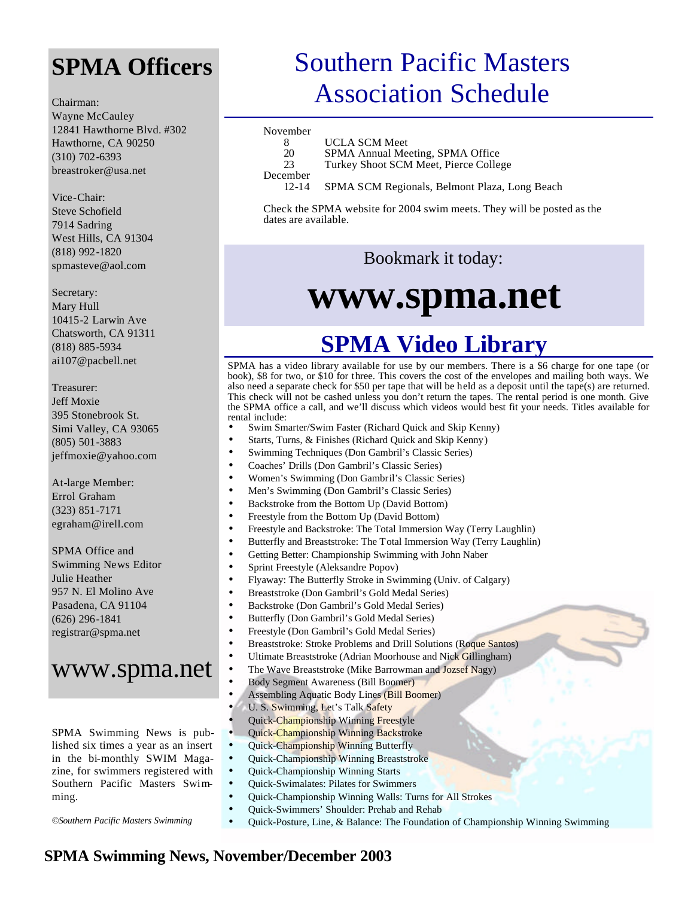## SPMA Officers

Chairman:
Wayne McCauley
12841 Hawthorne Blvd. #302
Hawthorne, CA 90250
(310) 702-6393
breastroker@usa.net

Vice-Chair:
Steve Schofield
7914 Sadring
West Hills, CA 91304
(818) 992-1820
spmasteve@aol.com

Secretary:
Mary Hull
10415-2 Larwin Ave
Chatsworth, CA 91311
(818) 885-5934
ai107@pacbell.net

Treasurer:
Jeff Moxie
395 Stonebrook St.
Simi Valley, CA 93065
(805) 501-3883
jeffmoxie@yahoo.com

At-large Member:
Errol Graham
(323) 851-7171
egraham@irell.com

SPMA Office and
Swimming News Editor
Julie Heather
957 N. El Molino Ave
Pasadena, CA 91104
(626) 296-1841
registrar@spma.net

www.spma.net

SPMA Swimming News is published six times a year as an insert in the bi-monthly SWIM Magazine, for swimmers registered with Southern Pacific Masters Swimming.

*©Southern Pacific Masters Swimming*

# Southern Pacific Masters Association Schedule

November

| | |
|---|---|
| 8 | UCLA SCM Meet |
| 20 | SPMA Annual Meeting, SPMA Office |
| 23 | Turkey Shoot SCM Meet, Pierce College |

December

| | |
|---|---|
| 12-14 | SPMA SCM Regionals, Belmont Plaza, Long Beach |

Check the SPMA website for 2004 swim meets. They will be posted as the dates are available.

Bookmark it today:

# www.spma.net

## SPMA Video Library

SPMA has a video library available for use by our members. There is a $6 charge for one tape (or book), $8 for two, or $10 for three. This covers the cost of the envelopes and mailing both ways. We also need a separate check for $50 per tape that will be held as a deposit until the tape(s) are returned. This check will not be cashed unless you don't return the tapes. The rental period is one month. Give the SPMA office a call, and we'll discuss which videos would best fit your needs. Titles available for rental include:

- Swim Smarter/Swim Faster (Richard Quick and Skip Kenny)
- Starts, Turns, & Finishes (Richard Quick and Skip Kenny)
- Swimming Techniques (Don Gambril's Classic Series)
- Coaches' Drills (Don Gambril's Classic Series)
- Women's Swimming (Don Gambril's Classic Series)
- Men's Swimming (Don Gambril's Classic Series)
- Backstroke from the Bottom Up (David Bottom)
- Freestyle from the Bottom Up (David Bottom)
- Freestyle and Backstroke: The Total Immersion Way (Terry Laughlin)
- Butterfly and Breaststroke: The Total Immersion Way (Terry Laughlin)
- Getting Better: Championship Swimming with John Naber
- Sprint Freestyle (Aleksandre Popov)
- Flyaway: The Butterfly Stroke in Swimming (Univ. of Calgary)
- Breaststroke (Don Gambril's Gold Medal Series)
- Backstroke (Don Gambril's Gold Medal Series)
- Butterfly (Don Gambril's Gold Medal Series)
- Freestyle (Don Gambril's Gold Medal Series)
- Breaststroke: Stroke Problems and Drill Solutions (Roque Santos)
- Ultimate Breaststroke (Adrian Moorhouse and Nick Gillingham)
- The Wave Breaststroke (Mike Barrowman and Jozsef Nagy)
- Body Segment Awareness (Bill Boomer)
- Assembling Aquatic Body Lines (Bill Boomer)
- U. S. Swimming, Let's Talk Safety
- Quick-Championship Winning Freestyle
- Quick-Championship Winning Backstroke
- Quick-Championship Winning Butterfly
- Quick-Championship Winning Breaststroke
- Quick-Championship Winning Starts
- Quick-Swimalates: Pilates for Swimmers
- Quick-Championship Winning Walls: Turns for All Strokes
- Quick-Swimmers' Shoulder: Prehab and Rehab
- Quick-Posture, Line, & Balance: The Foundation of Championship Winning Swimming